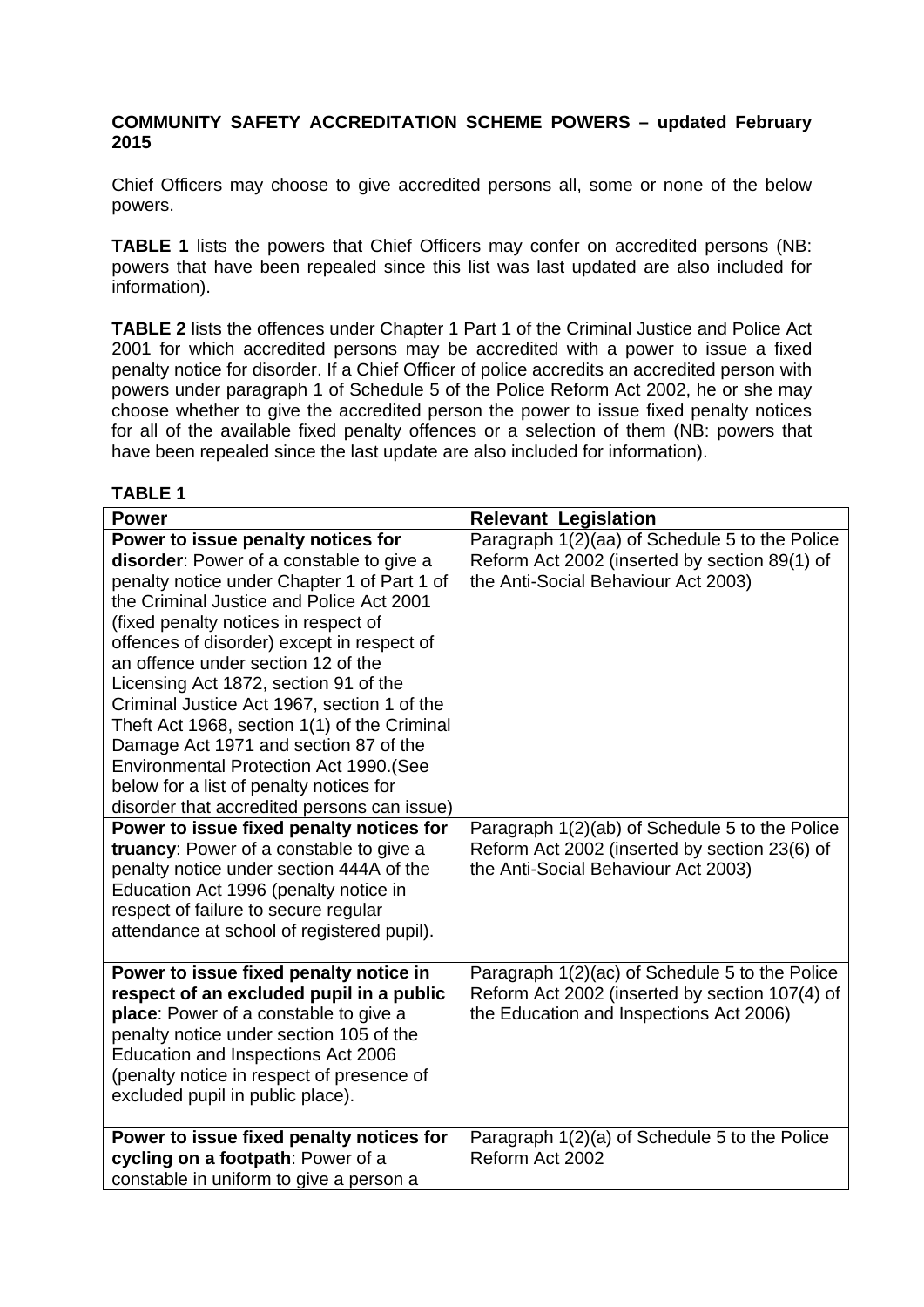**COMMUNITY SAFETY ACCREDITATION SCHEME POWERS – updated February 2015**

Chief Officers may choose to give accredited persons all, some or none of the below powers.

**TABLE 1** lists the powers that Chief Officers may confer on accredited persons (NB: powers that have been repealed since this list was last updated are also included for information).

**TABLE 2** lists the offences under Chapter 1 Part 1 of the Criminal Justice and Police Act 2001 for which accredited persons may be accredited with a power to issue a fixed penalty notice for disorder. If a Chief Officer of police accredits an accredited person with powers under paragraph 1 of Schedule 5 of the Police Reform Act 2002, he or she may choose whether to give the accredited person the power to issue fixed penalty notices for all of the available fixed penalty offences or a selection of them (NB: powers that have been repealed since the last update are also included for information).

**TABLE 1**

| Power | Relevant Legislation |
|---|---|
| **Power to issue penalty notices for disorder**: Power of a constable to give a penalty notice under Chapter 1 of Part 1 of the Criminal Justice and Police Act 2001 (fixed penalty notices in respect of offences of disorder) except in respect of an offence under section 12 of the Licensing Act 1872, section 91 of the Criminal Justice Act 1967, section 1 of the Theft Act 1968, section 1(1) of the Criminal Damage Act 1971 and section 87 of the Environmental Protection Act 1990.(See below for a list of penalty notices for disorder that accredited persons can issue) | Paragraph 1(2)(aa) of Schedule 5 to the Police Reform Act 2002 (inserted by section 89(1) of the Anti-Social Behaviour Act 2003) |
| **Power to issue fixed penalty notices for truancy**: Power of a constable to give a penalty notice under section 444A of the Education Act 1996 (penalty notice in respect of failure to secure regular attendance at school of registered pupil). | Paragraph 1(2)(ab) of Schedule 5 to the Police Reform Act 2002 (inserted by section 23(6) of the Anti-Social Behaviour Act 2003) |
| **Power to issue fixed penalty notice in respect of an excluded pupil in a public place**: Power of a constable to give a penalty notice under section 105 of the Education and Inspections Act 2006 (penalty notice in respect of presence of excluded pupil in public place). | Paragraph 1(2)(ac) of Schedule 5 to the Police Reform Act 2002 (inserted by section 107(4) of the Education and Inspections Act 2006) |
| **Power to issue fixed penalty notices for cycling on a footpath**: Power of a constable in uniform to give a person a | Paragraph 1(2)(a) of Schedule 5 to the Police Reform Act 2002 |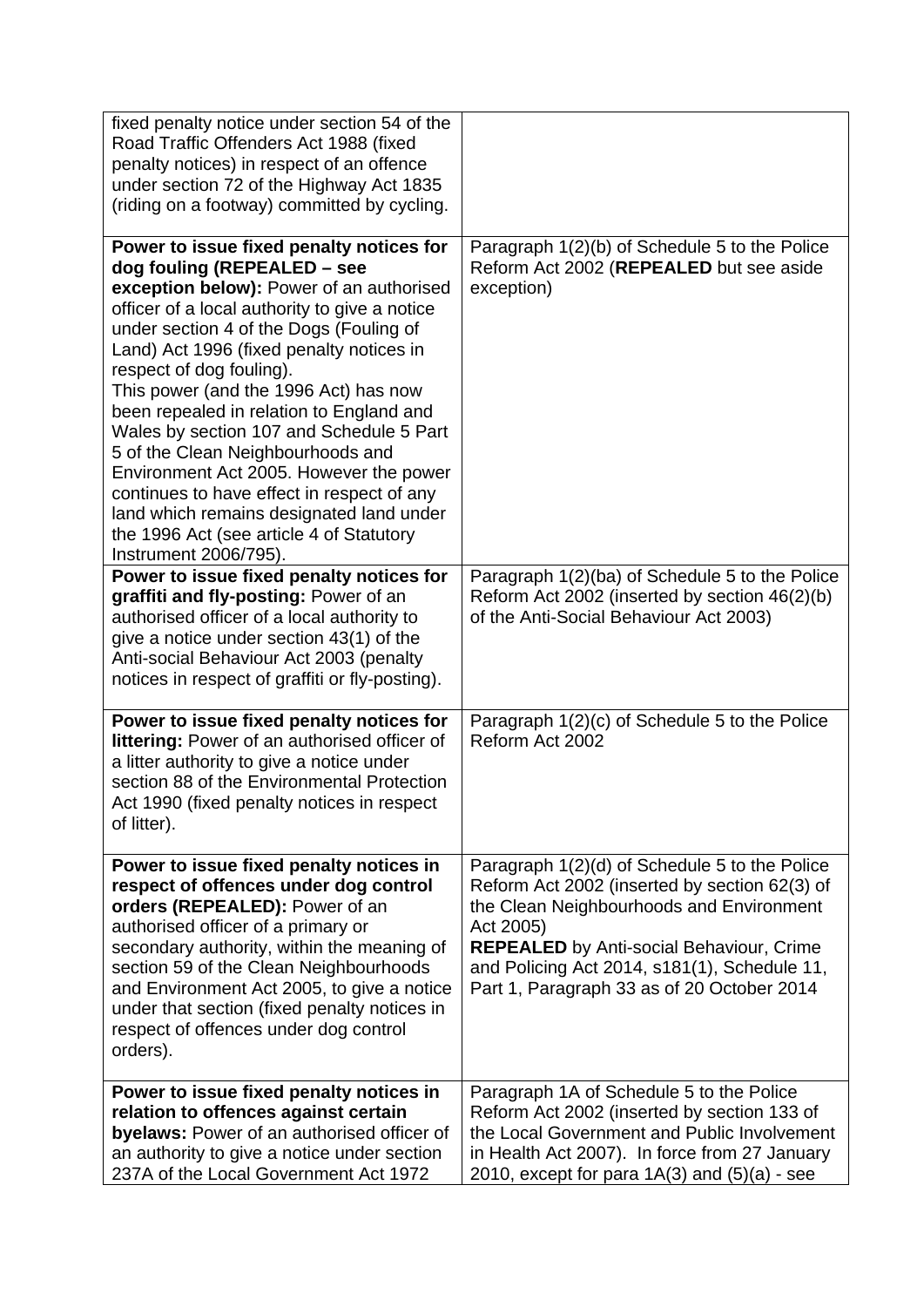| | |
|---|---|
| fixed penalty notice under section 54 of the Road Traffic Offenders Act 1988 (fixed penalty notices) in respect of an offence under section 72 of the Highway Act 1835 (riding on a footway) committed by cycling. | |
| **Power to issue fixed penalty notices for dog fouling (REPEALED – see exception below):** Power of an authorised officer of a local authority to give a notice under section 4 of the Dogs (Fouling of Land) Act 1996 (fixed penalty notices in respect of dog fouling).<br>This power (and the 1996 Act) has now been repealed in relation to England and Wales by section 107 and Schedule 5 Part 5 of the Clean Neighbourhoods and Environment Act 2005. However the power continues to have effect in respect of any land which remains designated land under the 1996 Act (see article 4 of Statutory Instrument 2006/795). | Paragraph 1(2)(b) of Schedule 5 to the Police Reform Act 2002 (**REPEALED** but see aside exception) |
| **Power to issue fixed penalty notices for graffiti and fly-posting:** Power of an authorised officer of a local authority to give a notice under section 43(1) of the Anti-social Behaviour Act 2003 (penalty notices in respect of graffiti or fly-posting). | Paragraph 1(2)(ba) of Schedule 5 to the Police Reform Act 2002 (inserted by section 46(2)(b) of the Anti-Social Behaviour Act 2003) |
| **Power to issue fixed penalty notices for littering:** Power of an authorised officer of a litter authority to give a notice under section 88 of the Environmental Protection Act 1990 (fixed penalty notices in respect of litter). | Paragraph 1(2)(c) of Schedule 5 to the Police Reform Act 2002 |
| **Power to issue fixed penalty notices in respect of offences under dog control orders (REPEALED):** Power of an authorised officer of a primary or secondary authority, within the meaning of section 59 of the Clean Neighbourhoods and Environment Act 2005, to give a notice under that section (fixed penalty notices in respect of offences under dog control orders). | Paragraph 1(2)(d) of Schedule 5 to the Police Reform Act 2002 (inserted by section 62(3) of the Clean Neighbourhoods and Environment Act 2005)<br>**REPEALED** by Anti-social Behaviour, Crime and Policing Act 2014, s181(1), Schedule 11, Part 1, Paragraph 33 as of 20 October 2014 |
| **Power to issue fixed penalty notices in relation to offences against certain byelaws:** Power of an authorised officer of an authority to give a notice under section 237A of the Local Government Act 1972 | Paragraph 1A of Schedule 5 to the Police Reform Act 2002 (inserted by section 133 of the Local Government and Public Involvement in Health Act 2007). In force from 27 January 2010, except for para 1A(3) and (5)(a) - see |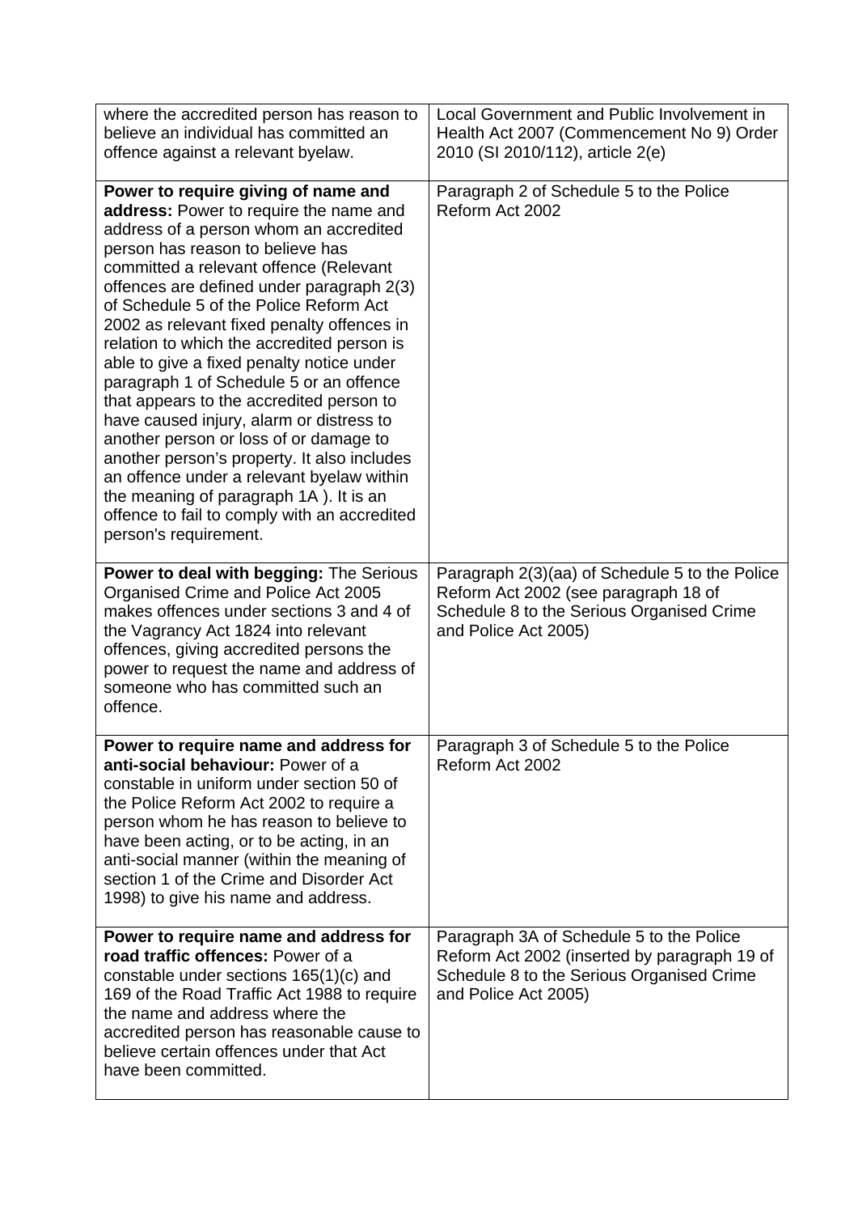| | |
|---|---|
| where the accredited person has reason to believe an individual has committed an offence against a relevant byelaw. | Local Government and Public Involvement in Health Act 2007 (Commencement No 9) Order 2010 (SI 2010/112), article 2(e) |
| **Power to require giving of name and address:** Power to require the name and address of a person whom an accredited person has reason to believe has committed a relevant offence (Relevant offences are defined under paragraph 2(3) of Schedule 5 of the Police Reform Act 2002 as relevant fixed penalty offences in relation to which the accredited person is able to give a fixed penalty notice under paragraph 1 of Schedule 5 or an offence that appears to the accredited person to have caused injury, alarm or distress to another person or loss of or damage to another person's property. It also includes an offence under a relevant byelaw within the meaning of paragraph 1A ). It is an offence to fail to comply with an accredited person's requirement. | Paragraph 2 of Schedule 5 to the Police Reform Act 2002 |
| **Power to deal with begging:** The Serious Organised Crime and Police Act 2005 makes offences under sections 3 and 4 of the Vagrancy Act 1824 into relevant offences, giving accredited persons the power to request the name and address of someone who has committed such an offence. | Paragraph 2(3)(aa) of Schedule 5 to the Police Reform Act 2002 (see paragraph 18 of Schedule 8 to the Serious Organised Crime and Police Act 2005) |
| **Power to require name and address for anti-social behaviour:** Power of a constable in uniform under section 50 of the Police Reform Act 2002 to require a person whom he has reason to believe to have been acting, or to be acting, in an anti-social manner (within the meaning of section 1 of the Crime and Disorder Act 1998) to give his name and address. | Paragraph 3 of Schedule 5 to the Police Reform Act 2002 |
| **Power to require name and address for road traffic offences:** Power of a constable under sections 165(1)(c) and 169 of the Road Traffic Act 1988 to require the name and address where the accredited person has reasonable cause to believe certain offences under that Act have been committed. | Paragraph 3A of Schedule 5 to the Police Reform Act 2002 (inserted by paragraph 19 of Schedule 8 to the Serious Organised Crime and Police Act 2005) |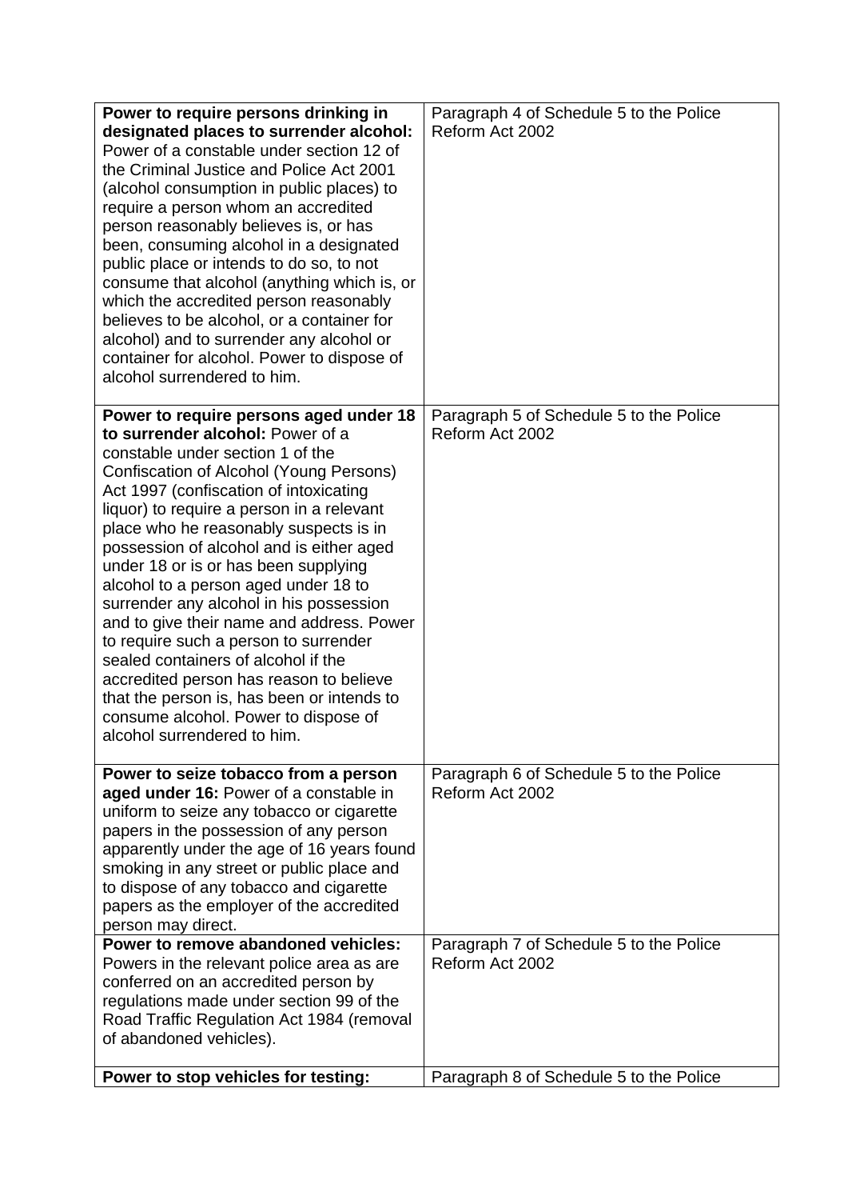| | |
|---|---|
| **Power to require persons drinking in designated places to surrender alcohol:** Power of a constable under section 12 of the Criminal Justice and Police Act 2001 (alcohol consumption in public places) to require a person whom an accredited person reasonably believes is, or has been, consuming alcohol in a designated public place or intends to do so, to not consume that alcohol (anything which is, or which the accredited person reasonably believes to be alcohol, or a container for alcohol) and to surrender any alcohol or container for alcohol. Power to dispose of alcohol surrendered to him. | Paragraph 4 of Schedule 5 to the Police Reform Act 2002 |
| **Power to require persons aged under 18 to surrender alcohol:** Power of a constable under section 1 of the Confiscation of Alcohol (Young Persons) Act 1997 (confiscation of intoxicating liquor) to require a person in a relevant place who he reasonably suspects is in possession of alcohol and is either aged under 18 or is or has been supplying alcohol to a person aged under 18 to surrender any alcohol in his possession and to give their name and address. Power to require such a person to surrender sealed containers of alcohol if the accredited person has reason to believe that the person is, has been or intends to consume alcohol. Power to dispose of alcohol surrendered to him. | Paragraph 5 of Schedule 5 to the Police Reform Act 2002 |
| **Power to seize tobacco from a person aged under 16:** Power of a constable in uniform to seize any tobacco or cigarette papers in the possession of any person apparently under the age of 16 years found smoking in any street or public place and to dispose of any tobacco and cigarette papers as the employer of the accredited person may direct. | Paragraph 6 of Schedule 5 to the Police Reform Act 2002 |
| **Power to remove abandoned vehicles:** Powers in the relevant police area as are conferred on an accredited person by regulations made under section 99 of the Road Traffic Regulation Act 1984 (removal of abandoned vehicles). | Paragraph 7 of Schedule 5 to the Police Reform Act 2002 |
| **Power to stop vehicles for testing:** | Paragraph 8 of Schedule 5 to the Police |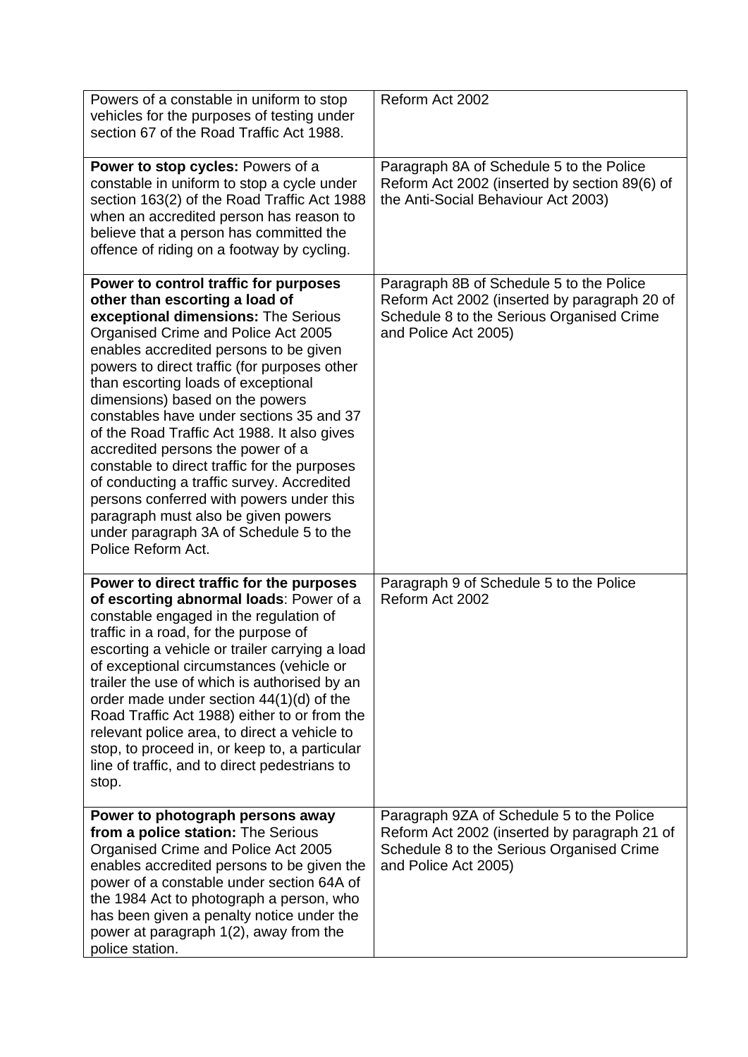| | |
|---|---|
| Powers of a constable in uniform to stop vehicles for the purposes of testing under section 67 of the Road Traffic Act 1988. | Reform Act 2002 |
| **Power to stop cycles:** Powers of a constable in uniform to stop a cycle under section 163(2) of the Road Traffic Act 1988 when an accredited person has reason to believe that a person has committed the offence of riding on a footway by cycling. | Paragraph 8A of Schedule 5 to the Police Reform Act 2002 (inserted by section 89(6) of the Anti-Social Behaviour Act 2003) |
| **Power to control traffic for purposes other than escorting a load of exceptional dimensions:** The Serious Organised Crime and Police Act 2005 enables accredited persons to be given powers to direct traffic (for purposes other than escorting loads of exceptional dimensions) based on the powers constables have under sections 35 and 37 of the Road Traffic Act 1988. It also gives accredited persons the power of a constable to direct traffic for the purposes of conducting a traffic survey. Accredited persons conferred with powers under this paragraph must also be given powers under paragraph 3A of Schedule 5 to the Police Reform Act. | Paragraph 8B of Schedule 5 to the Police Reform Act 2002 (inserted by paragraph 20 of Schedule 8 to the Serious Organised Crime and Police Act 2005) |
| **Power to direct traffic for the purposes of escorting abnormal loads**: Power of a constable engaged in the regulation of traffic in a road, for the purpose of escorting a vehicle or trailer carrying a load of exceptional circumstances (vehicle or trailer the use of which is authorised by an order made under section 44(1)(d) of the Road Traffic Act 1988) either to or from the relevant police area, to direct a vehicle to stop, to proceed in, or keep to, a particular line of traffic, and to direct pedestrians to stop. | Paragraph 9 of Schedule 5 to the Police Reform Act 2002 |
| **Power to photograph persons away from a police station:** The Serious Organised Crime and Police Act 2005 enables accredited persons to be given the power of a constable under section 64A of the 1984 Act to photograph a person, who has been given a penalty notice under the power at paragraph 1(2), away from the police station. | Paragraph 9ZA of Schedule 5 to the Police Reform Act 2002 (inserted by paragraph 21 of Schedule 8 to the Serious Organised Crime and Police Act 2005) |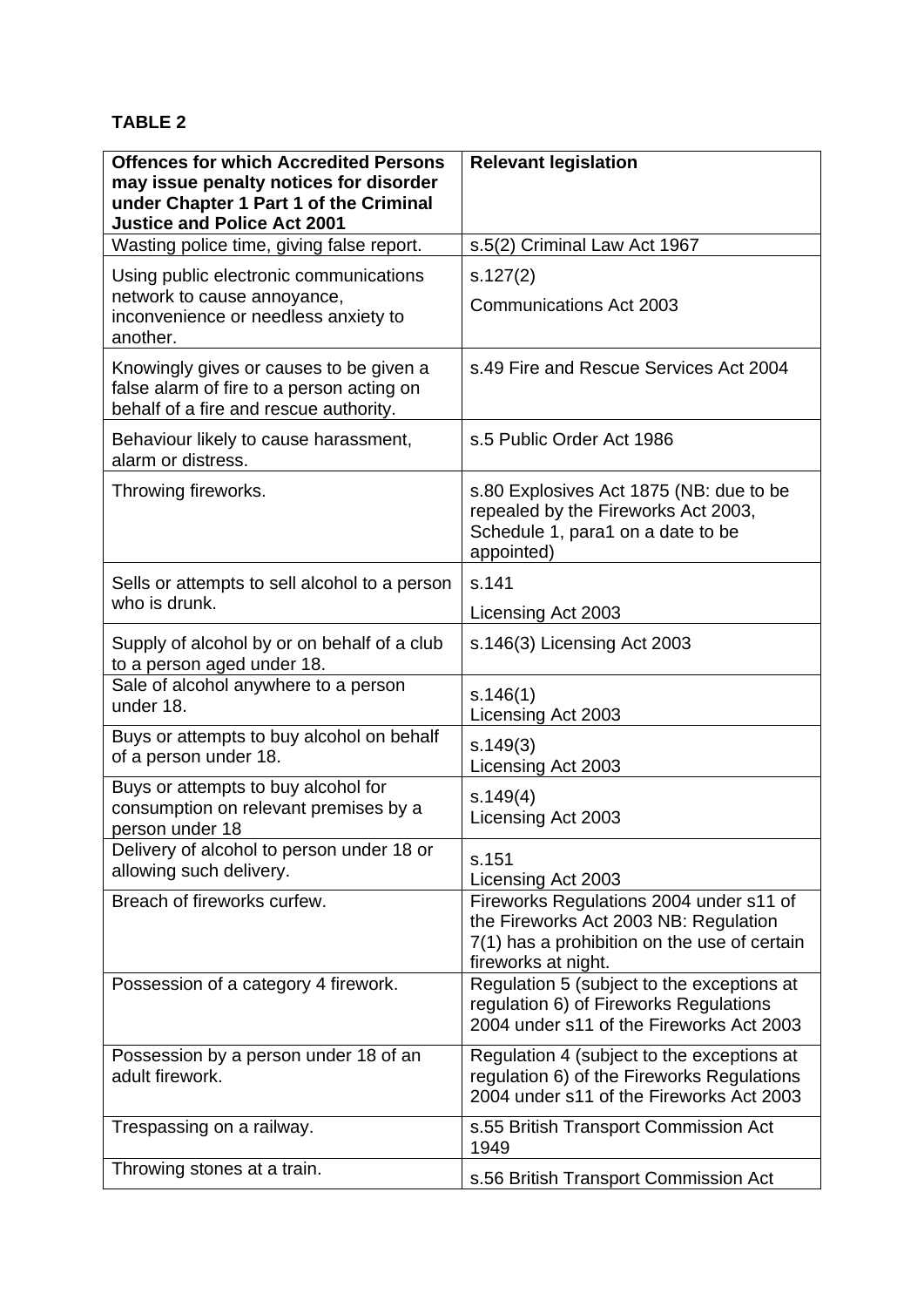**TABLE 2**

| Offences for which Accredited Persons may issue penalty notices for disorder under Chapter 1 Part 1 of the Criminal Justice and Police Act 2001 | Relevant legislation |
|---|---|
| Wasting police time, giving false report. | s.5(2) Criminal Law Act 1967 |
| Using public electronic communications network to cause annoyance, inconvenience or needless anxiety to another. | s.127(2) Communications Act 2003 |
| Knowingly gives or causes to be given a false alarm of fire to a person acting on behalf of a fire and rescue authority. | s.49 Fire and Rescue Services Act 2004 |
| Behaviour likely to cause harassment, alarm or distress. | s.5 Public Order Act 1986 |
| Throwing fireworks. | s.80 Explosives Act 1875 (NB: due to be repealed by the Fireworks Act 2003, Schedule 1, para1 on a date to be appointed) |
| Sells or attempts to sell alcohol to a person who is drunk. | s.141 Licensing Act 2003 |
| Supply of alcohol by or on behalf of a club to a person aged under 18. | s.146(3) Licensing Act 2003 |
| Sale of alcohol anywhere to a person under 18. | s.146(1) Licensing Act 2003 |
| Buys or attempts to buy alcohol on behalf of a person under 18. | s.149(3) Licensing Act 2003 |
| Buys or attempts to buy alcohol for consumption on relevant premises by a person under 18 | s.149(4) Licensing Act 2003 |
| Delivery of alcohol to person under 18 or allowing such delivery. | s.151 Licensing Act 2003 |
| Breach of fireworks curfew. | Fireworks Regulations 2004 under s11 of the Fireworks Act 2003 NB: Regulation 7(1) has a prohibition on the use of certain fireworks at night. |
| Possession of a category 4 firework. | Regulation 5 (subject to the exceptions at regulation 6) of Fireworks Regulations 2004 under s11 of the Fireworks Act 2003 |
| Possession by a person under 18 of an adult firework. | Regulation 4 (subject to the exceptions at regulation 6) of the Fireworks Regulations 2004 under s11 of the Fireworks Act 2003 |
| Trespassing on a railway. | s.55 British Transport Commission Act 1949 |
| Throwing stones at a train. | s.56 British Transport Commission Act |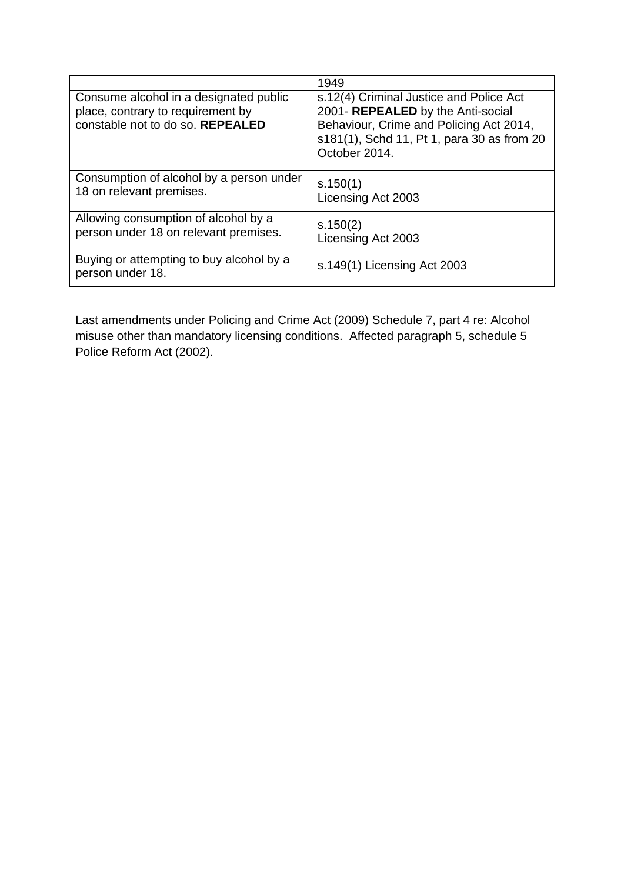| | |
|---|---|
| | 1949 |
| Consume alcohol in a designated public place, contrary to requirement by constable not to do so. **REPEALED** | s.12(4) Criminal Justice and Police Act 2001- **REPEALED** by the Anti-social Behaviour, Crime and Policing Act 2014, s181(1), Schd 11, Pt 1, para 30 as from 20 October 2014. |
| Consumption of alcohol by a person under 18 on relevant premises. | s.150(1) Licensing Act 2003 |
| Allowing consumption of alcohol by a person under 18 on relevant premises. | s.150(2) Licensing Act 2003 |
| Buying or attempting to buy alcohol by a person under 18. | s.149(1) Licensing Act 2003 |

Last amendments under Policing and Crime Act (2009) Schedule 7, part 4 re: Alcohol misuse other than mandatory licensing conditions. Affected paragraph 5, schedule 5 Police Reform Act (2002).